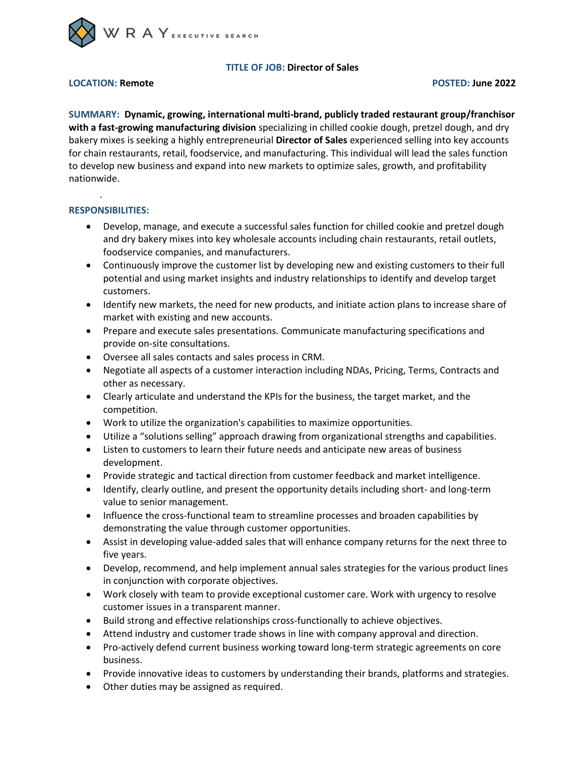WRAY EXECUTIVE SEARCH

**TITLE OF JOB: Director of Sales**

**LOCATION: Remote** **POSTED: June 2022**

**SUMMARY: Dynamic, growing, international multi-brand, publicly traded restaurant group/franchisor with a fast-growing manufacturing division** specializing in chilled cookie dough, pretzel dough, and dry bakery mixes is seeking a highly entrepreneurial **Director of Sales** experienced selling into key accounts for chain restaurants, retail, foodservice, and manufacturing. This individual will lead the sales function to develop new business and expand into new markets to optimize sales, growth, and profitability nationwide.

## RESPONSIBILITIES:

- Develop, manage, and execute a successful sales function for chilled cookie and pretzel dough and dry bakery mixes into key wholesale accounts including chain restaurants, retail outlets, foodservice companies, and manufacturers.
- Continuously improve the customer list by developing new and existing customers to their full potential and using market insights and industry relationships to identify and develop target customers.
- Identify new markets, the need for new products, and initiate action plans to increase share of market with existing and new accounts.
- Prepare and execute sales presentations. Communicate manufacturing specifications and provide on-site consultations.
- Oversee all sales contacts and sales process in CRM.
- Negotiate all aspects of a customer interaction including NDAs, Pricing, Terms, Contracts and other as necessary.
- Clearly articulate and understand the KPIs for the business, the target market, and the competition.
- Work to utilize the organization's capabilities to maximize opportunities.
- Utilize a "solutions selling" approach drawing from organizational strengths and capabilities.
- Listen to customers to learn their future needs and anticipate new areas of business development.
- Provide strategic and tactical direction from customer feedback and market intelligence.
- Identify, clearly outline, and present the opportunity details including short- and long-term value to senior management.
- Influence the cross-functional team to streamline processes and broaden capabilities by demonstrating the value through customer opportunities.
- Assist in developing value-added sales that will enhance company returns for the next three to five years.
- Develop, recommend, and help implement annual sales strategies for the various product lines in conjunction with corporate objectives.
- Work closely with team to provide exceptional customer care. Work with urgency to resolve customer issues in a transparent manner.
- Build strong and effective relationships cross-functionally to achieve objectives.
- Attend industry and customer trade shows in line with company approval and direction.
- Pro-actively defend current business working toward long-term strategic agreements on core business.
- Provide innovative ideas to customers by understanding their brands, platforms and strategies.
- Other duties may be assigned as required.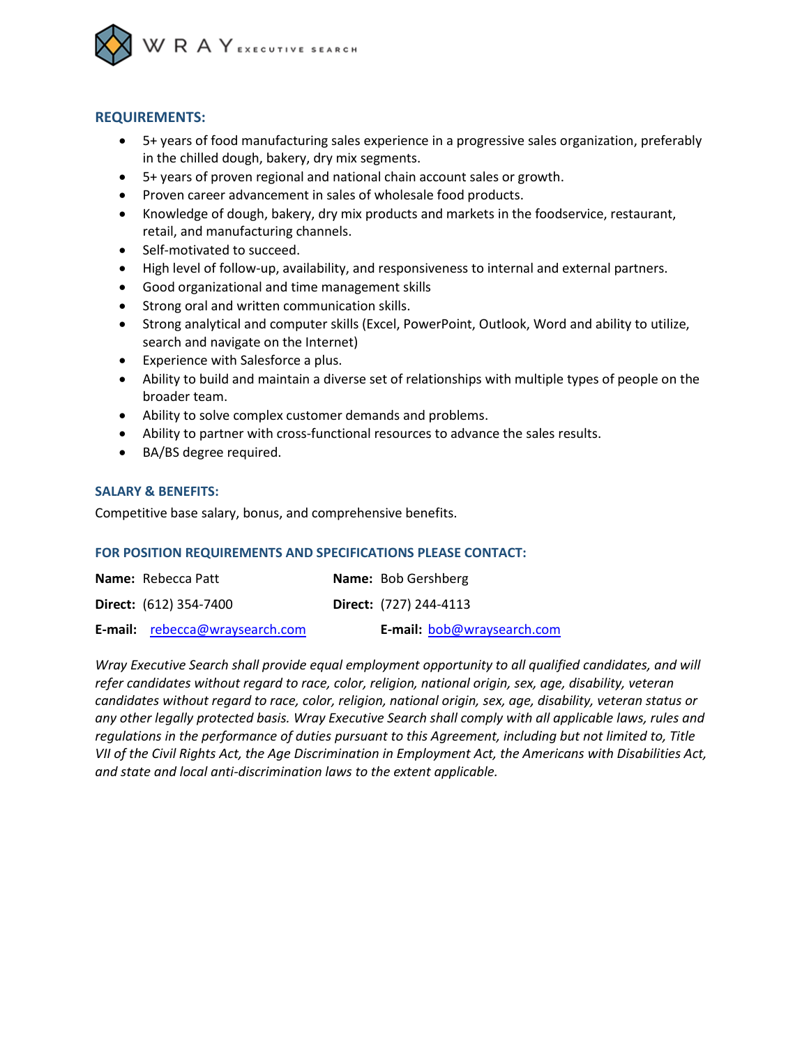## REQUIREMENTS:

- 5+ years of food manufacturing sales experience in a progressive sales organization, preferably in the chilled dough, bakery, dry mix segments.
- 5+ years of proven regional and national chain account sales or growth.
- Proven career advancement in sales of wholesale food products.
- Knowledge of dough, bakery, dry mix products and markets in the foodservice, restaurant, retail, and manufacturing channels.
- Self-motivated to succeed.
- High level of follow-up, availability, and responsiveness to internal and external partners.
- Good organizational and time management skills
- Strong oral and written communication skills.
- Strong analytical and computer skills (Excel, PowerPoint, Outlook, Word and ability to utilize, search and navigate on the Internet)
- Experience with Salesforce a plus.
- Ability to build and maintain a diverse set of relationships with multiple types of people on the broader team.
- Ability to solve complex customer demands and problems.
- Ability to partner with cross-functional resources to advance the sales results.
- BA/BS degree required.

## SALARY & BENEFITS:

Competitive base salary, bonus, and comprehensive benefits.

## FOR POSITION REQUIREMENTS AND SPECIFICATIONS PLEASE CONTACT:

**Name:** Rebecca Patt
**Direct:** (612) 354-7400
**E-mail:** rebecca@wraysearch.com

**Name:** Bob Gershberg
**Direct:** (727) 244-4113
**E-mail:** bob@wraysearch.com

*Wray Executive Search shall provide equal employment opportunity to all qualified candidates, and will refer candidates without regard to race, color, religion, national origin, sex, age, disability, veteran candidates without regard to race, color, religion, national origin, sex, age, disability, veteran status or any other legally protected basis. Wray Executive Search shall comply with all applicable laws, rules and regulations in the performance of duties pursuant to this Agreement, including but not limited to, Title VII of the Civil Rights Act, the Age Discrimination in Employment Act, the Americans with Disabilities Act, and state and local anti-discrimination laws to the extent applicable.*